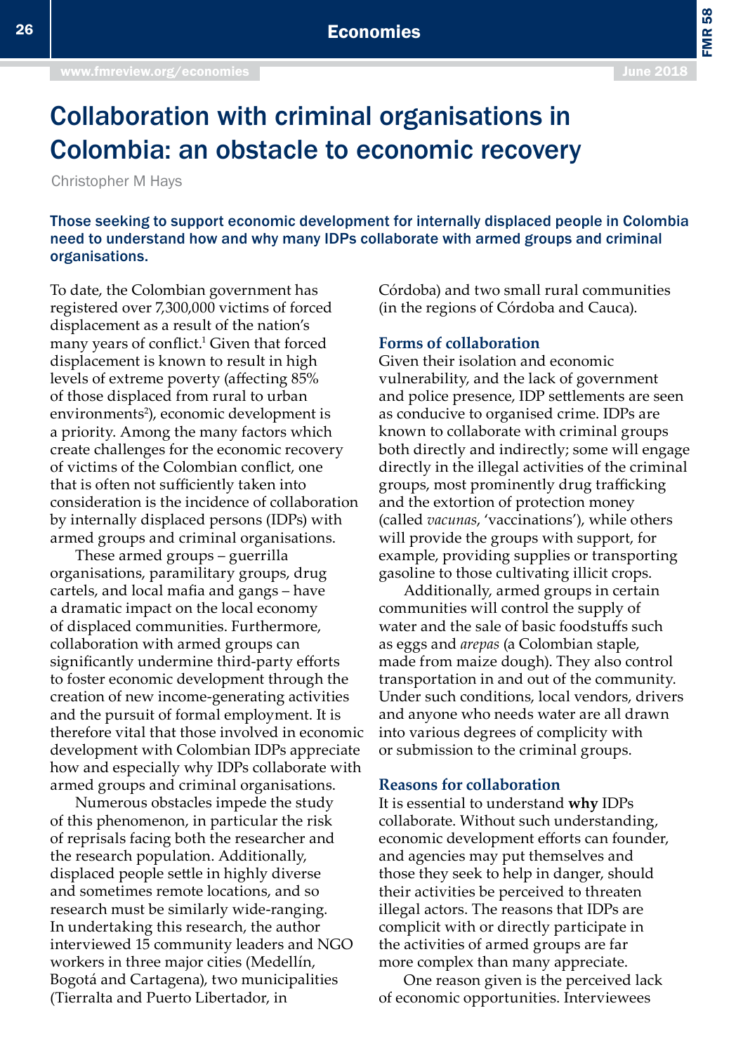# Collaboration with criminal organisations in Colombia: an obstacle to economic recovery

Christopher M Hays

**Those seeking to support economic development for internally displaced people in Colombia need to understand how and why many IDPs collaborate with armed groups and criminal organisations.**

To date, the Colombian government has registered over 7,300,000 victims of forced displacement as a result of the nation's many years of conflict.[1] Given that forced displacement is known to result in high levels of extreme poverty (affecting 85% of those displaced from rural to urban environments[2]), economic development is a priority. Among the many factors which create challenges for the economic recovery of victims of the Colombian conflict, one that is often not sufficiently taken into consideration is the incidence of collaboration by internally displaced persons (IDPs) with armed groups and criminal organisations.

These armed groups – guerrilla organisations, paramilitary groups, drug cartels, and local mafia and gangs – have a dramatic impact on the local economy of displaced communities. Furthermore, collaboration with armed groups can significantly undermine third-party efforts to foster economic development through the creation of new income-generating activities and the pursuit of formal employment. It is therefore vital that those involved in economic development with Colombian IDPs appreciate how and especially why IDPs collaborate with armed groups and criminal organisations.

Numerous obstacles impede the study of this phenomenon, in particular the risk of reprisals facing both the researcher and the research population. Additionally, displaced people settle in highly diverse and sometimes remote locations, and so research must be similarly wide-ranging. In undertaking this research, the author interviewed 15 community leaders and NGO workers in three major cities (Medellín, Bogotá and Cartagena), two municipalities (Tierralta and Puerto Libertador, in Córdoba) and two small rural communities (in the regions of Córdoba and Cauca).

## Forms of collaboration

Given their isolation and economic vulnerability, and the lack of government and police presence, IDP settlements are seen as conducive to organised crime. IDPs are known to collaborate with criminal groups both directly and indirectly; some will engage directly in the illegal activities of the criminal groups, most prominently drug trafficking and the extortion of protection money (called *vacunas*, 'vaccinations'), while others will provide the groups with support, for example, providing supplies or transporting gasoline to those cultivating illicit crops.

Additionally, armed groups in certain communities will control the supply of water and the sale of basic foodstuffs such as eggs and *arepas* (a Colombian staple, made from maize dough). They also control transportation in and out of the community. Under such conditions, local vendors, drivers and anyone who needs water are all drawn into various degrees of complicity with or submission to the criminal groups.

## Reasons for collaboration

It is essential to understand **why** IDPs collaborate. Without such understanding, economic development efforts can founder, and agencies may put themselves and those they seek to help in danger, should their activities be perceived to threaten illegal actors. The reasons that IDPs are complicit with or directly participate in the activities of armed groups are far more complex than many appreciate.

One reason given is the perceived lack of economic opportunities. Interviewees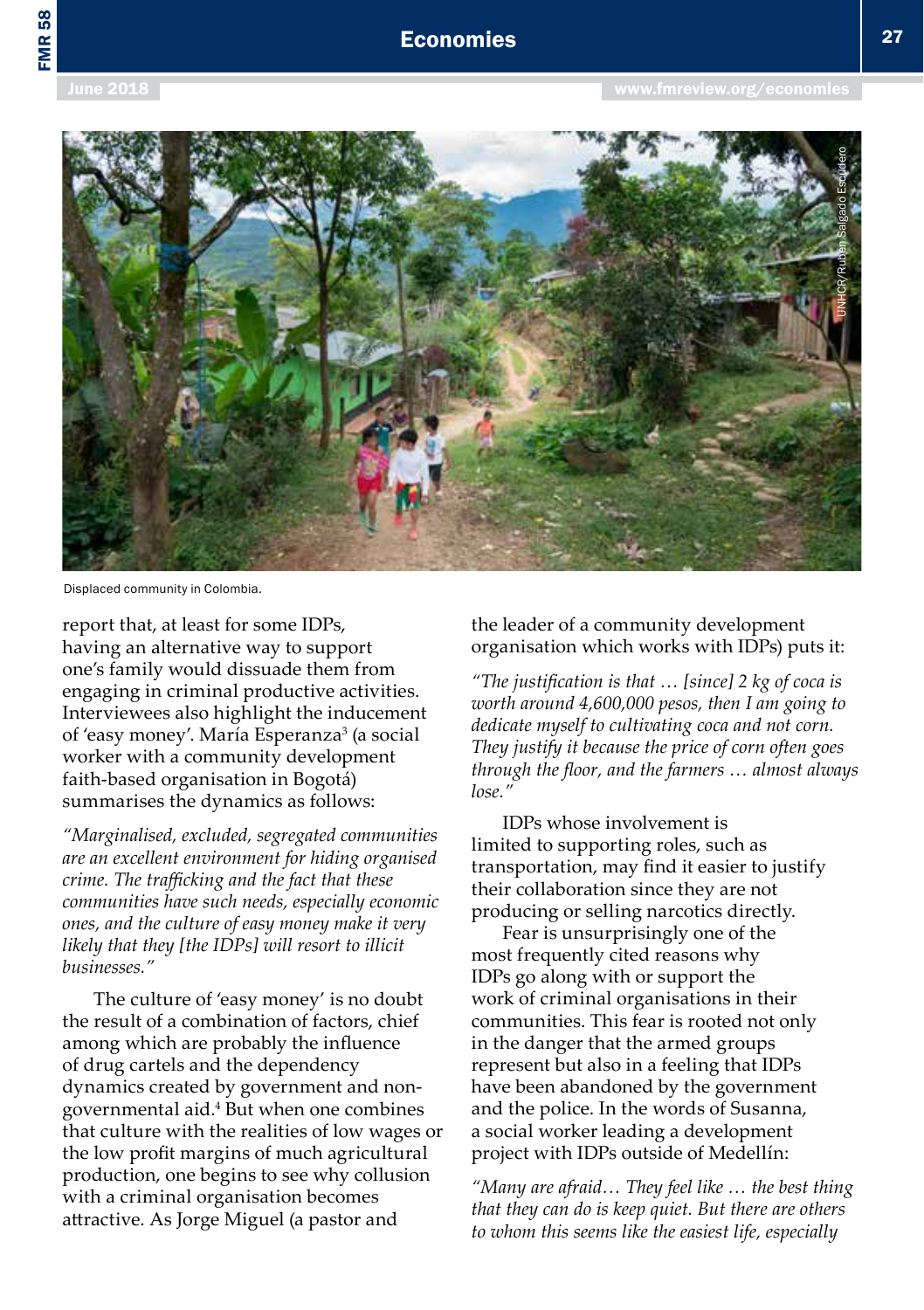Displaced community in Colombia.

report that, at least for some IDPs, having an alternative way to support one's family would dissuade them from engaging in criminal productive activities. Interviewees also highlight the inducement of 'easy money'. María Esperanza[3] (a social worker with a community development faith-based organisation in Bogotá) summarises the dynamics as follows:

*"Marginalised, excluded, segregated communities are an excellent environment for hiding organised crime. The trafficking and the fact that these communities have such needs, especially economic ones, and the culture of easy money make it very likely that they [the IDPs] will resort to illicit businesses."*

The culture of 'easy money' is no doubt the result of a combination of factors, chief among which are probably the influence of drug cartels and the dependency dynamics created by government and non-governmental aid.[4] But when one combines that culture with the realities of low wages or the low profit margins of much agricultural production, one begins to see why collusion with a criminal organisation becomes attractive. As Jorge Miguel (a pastor and the leader of a community development organisation which works with IDPs) puts it:

*"The justification is that … [since] 2 kg of coca is worth around 4,600,000 pesos, then I am going to dedicate myself to cultivating coca and not corn. They justify it because the price of corn often goes through the floor, and the farmers … almost always lose."*

IDPs whose involvement is limited to supporting roles, such as transportation, may find it easier to justify their collaboration since they are not producing or selling narcotics directly.

Fear is unsurprisingly one of the most frequently cited reasons why IDPs go along with or support the work of criminal organisations in their communities. This fear is rooted not only in the danger that the armed groups represent but also in a feeling that IDPs have been abandoned by the government and the police. In the words of Susanna, a social worker leading a development project with IDPs outside of Medellín:

*"Many are afraid… They feel like … the best thing that they can do is keep quiet. But there are others to whom this seems like the easiest life, especially*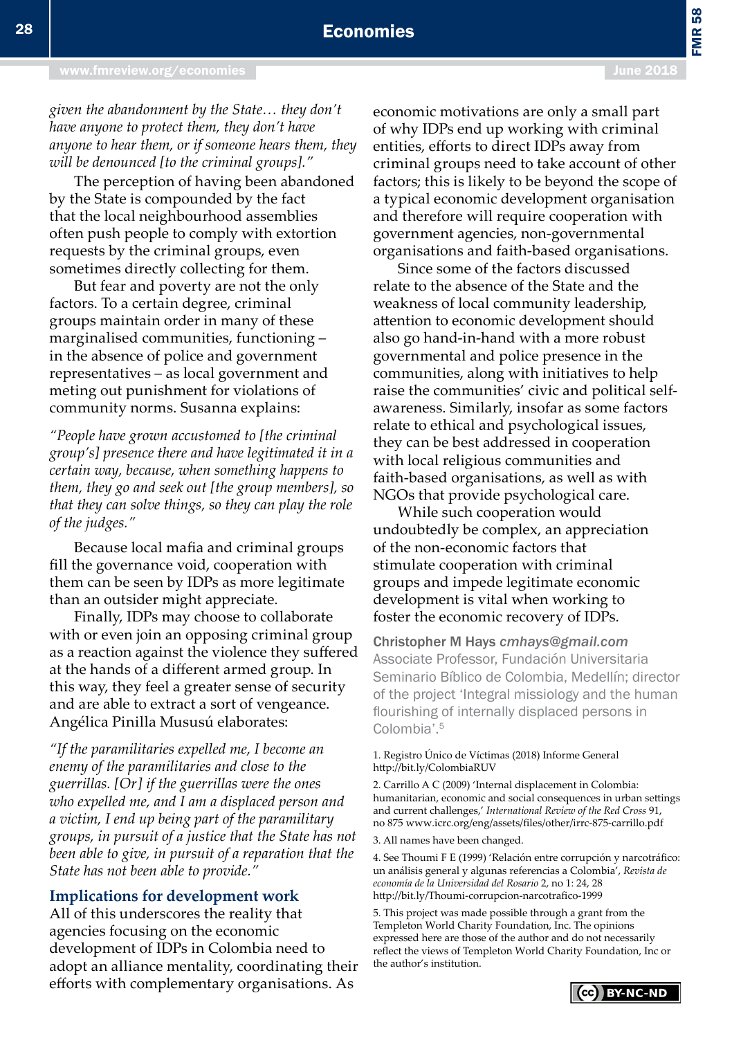*given the abandonment by the State… they don't have anyone to protect them, they don't have anyone to hear them, or if someone hears them, they will be denounced [to the criminal groups]."*

The perception of having been abandoned by the State is compounded by the fact that the local neighbourhood assemblies often push people to comply with extortion requests by the criminal groups, even sometimes directly collecting for them.

But fear and poverty are not the only factors. To a certain degree, criminal groups maintain order in many of these marginalised communities, functioning – in the absence of police and government representatives – as local government and meting out punishment for violations of community norms. Susanna explains:

*"People have grown accustomed to [the criminal group's] presence there and have legitimated it in a certain way, because, when something happens to them, they go and seek out [the group members], so that they can solve things, so they can play the role of the judges."*

Because local mafia and criminal groups fill the governance void, cooperation with them can be seen by IDPs as more legitimate than an outsider might appreciate.

Finally, IDPs may choose to collaborate with or even join an opposing criminal group as a reaction against the violence they suffered at the hands of a different armed group. In this way, they feel a greater sense of security and are able to extract a sort of vengeance. Angélica Pinilla Mususú elaborates:

*"If the paramilitaries expelled me, I become an enemy of the paramilitaries and close to the guerrillas. [Or] if the guerrillas were the ones who expelled me, and I am a displaced person and a victim, I end up being part of the paramilitary groups, in pursuit of a justice that the State has not been able to give, in pursuit of a reparation that the State has not been able to provide."*

## Implications for development work

All of this underscores the reality that agencies focusing on the economic development of IDPs in Colombia need to adopt an alliance mentality, coordinating their efforts with complementary organisations. As economic motivations are only a small part of why IDPs end up working with criminal entities, efforts to direct IDPs away from criminal groups need to take account of other factors; this is likely to be beyond the scope of a typical economic development organisation and therefore will require cooperation with government agencies, non-governmental organisations and faith-based organisations.

Since some of the factors discussed relate to the absence of the State and the weakness of local community leadership, attention to economic development should also go hand-in-hand with a more robust governmental and police presence in the communities, along with initiatives to help raise the communities' civic and political self-awareness. Similarly, insofar as some factors relate to ethical and psychological issues, they can be best addressed in cooperation with local religious communities and faith-based organisations, as well as with NGOs that provide psychological care.

While such cooperation would undoubtedly be complex, an appreciation of the non-economic factors that stimulate cooperation with criminal groups and impede legitimate economic development is vital when working to foster the economic recovery of IDPs.

**Christopher M Hays** *cmhays@gmail.com*
Associate Professor, Fundación Universitaria Seminario Bíblico de Colombia, Medellín; director of the project 'Integral missiology and the human flourishing of internally displaced persons in Colombia'.[5]

1. Registro Único de Víctimas (2018) Informe General http://bit.ly/ColombiaRUV

2. Carrillo A C (2009) 'Internal displacement in Colombia: humanitarian, economic and social consequences in urban settings and current challenges,' *International Review of the Red Cross* 91, no 875 www.icrc.org/eng/assets/files/other/irrc-875-carrillo.pdf

3. All names have been changed.

4. See Thoumi F E (1999) 'Relación entre corrupción y narcotráfico: un análisis general y algunas referencias a Colombia', *Revista de economía de la Universidad del Rosario* 2, no 1: 24, 28 http://bit.ly/Thoumi-corrupcion-narcotrafico-1999

5. This project was made possible through a grant from the Templeton World Charity Foundation, Inc. The opinions expressed here are those of the author and do not necessarily reflect the views of Templeton World Charity Foundation, Inc or the author's institution.